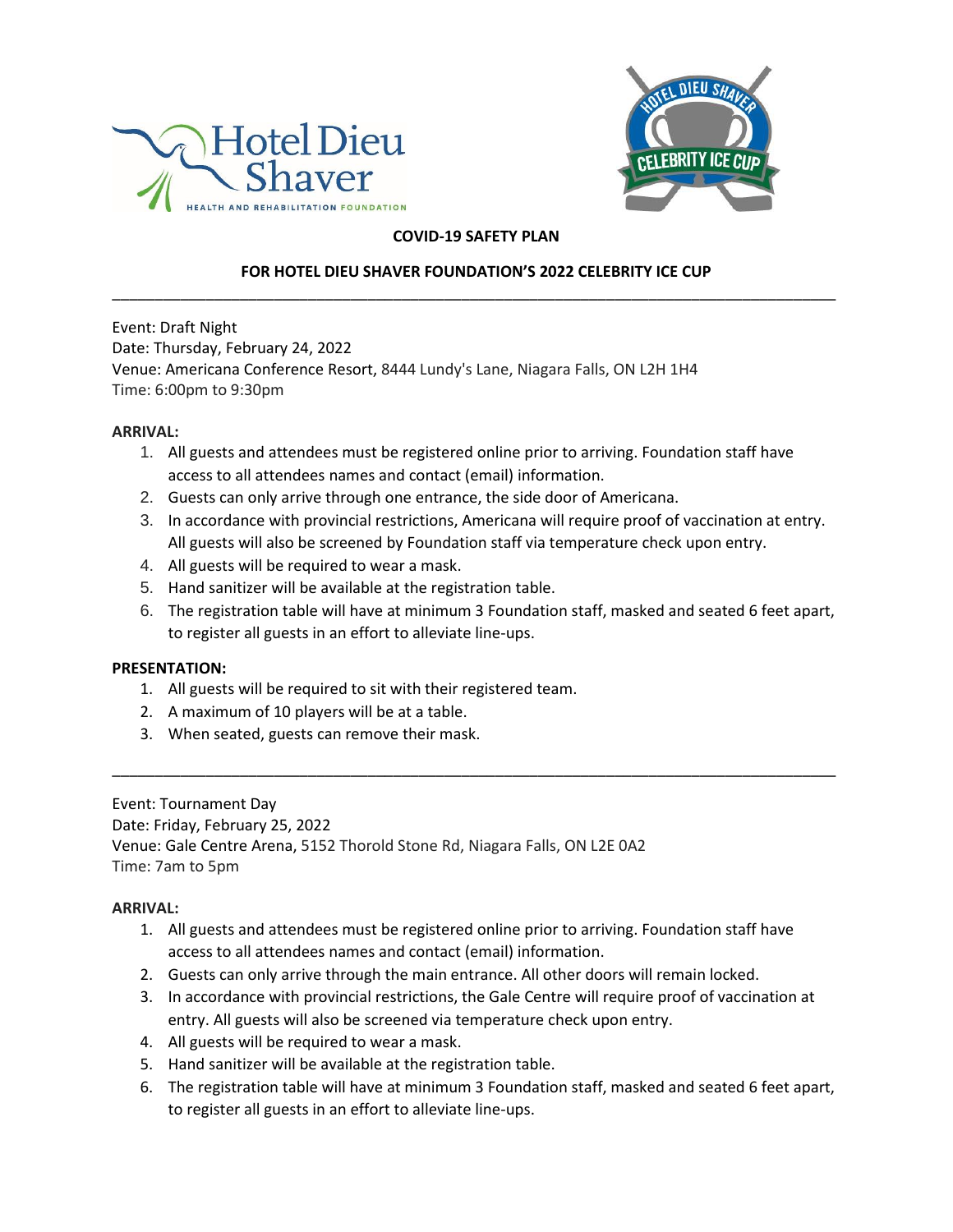# COVID-19 SAFETY PLAN

## FOR HOTEL DIEU SHAVER FOUNDATION'S 2022 CELEBRITY ICE CUP

---

Event: Draft Night
Date: Thursday, February 24, 2022
Venue: Americana Conference Resort, 8444 Lundy's Lane, Niagara Falls, ON L2H 1H4
Time: 6:00pm to 9:30pm

**ARRIVAL:**

1. All guests and attendees must be registered online prior to arriving. Foundation staff have access to all attendees names and contact (email) information.
2. Guests can only arrive through one entrance, the side door of Americana.
3. In accordance with provincial restrictions, Americana will require proof of vaccination at entry. All guests will also be screened by Foundation staff via temperature check upon entry.
4. All guests will be required to wear a mask.
5. Hand sanitizer will be available at the registration table.
6. The registration table will have at minimum 3 Foundation staff, masked and seated 6 feet apart, to register all guests in an effort to alleviate line-ups.

**PRESENTATION:**

1. All guests will be required to sit with their registered team.
2. A maximum of 10 players will be at a table.
3. When seated, guests can remove their mask.

---

Event: Tournament Day
Date: Friday, February 25, 2022
Venue: Gale Centre Arena, 5152 Thorold Stone Rd, Niagara Falls, ON L2E 0A2
Time: 7am to 5pm

**ARRIVAL:**

1. All guests and attendees must be registered online prior to arriving. Foundation staff have access to all attendees names and contact (email) information.
2. Guests can only arrive through the main entrance. All other doors will remain locked.
3. In accordance with provincial restrictions, the Gale Centre will require proof of vaccination at entry. All guests will also be screened via temperature check upon entry.
4. All guests will be required to wear a mask.
5. Hand sanitizer will be available at the registration table.
6. The registration table will have at minimum 3 Foundation staff, masked and seated 6 feet apart, to register all guests in an effort to alleviate line-ups.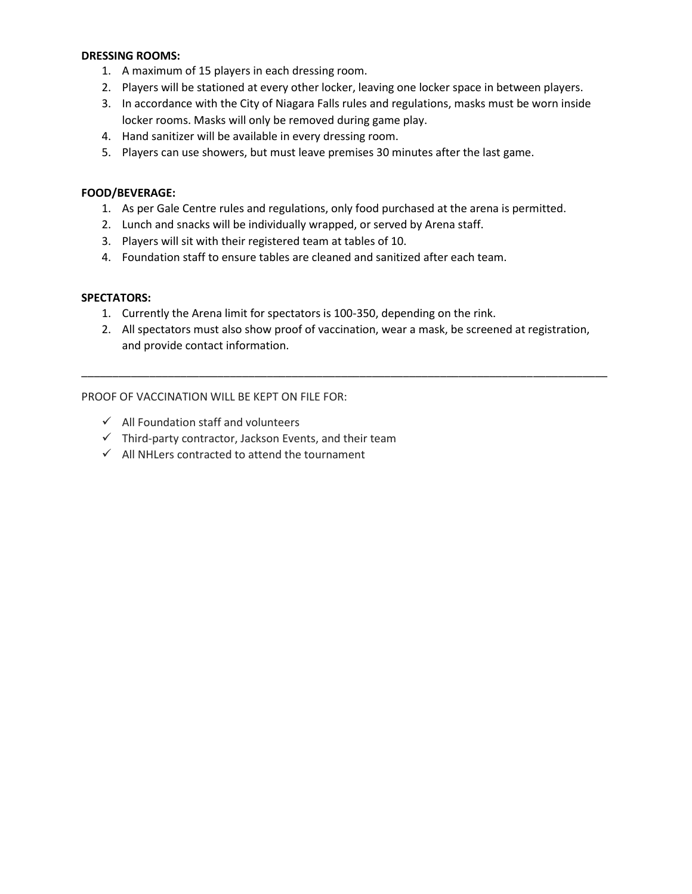**DRESSING ROOMS:**

1. A maximum of 15 players in each dressing room.
2. Players will be stationed at every other locker, leaving one locker space in between players.
3. In accordance with the City of Niagara Falls rules and regulations, masks must be worn inside locker rooms. Masks will only be removed during game play.
4. Hand sanitizer will be available in every dressing room.
5. Players can use showers, but must leave premises 30 minutes after the last game.

**FOOD/BEVERAGE:**

1. As per Gale Centre rules and regulations, only food purchased at the arena is permitted.
2. Lunch and snacks will be individually wrapped, or served by Arena staff.
3. Players will sit with their registered team at tables of 10.
4. Foundation staff to ensure tables are cleaned and sanitized after each team.

**SPECTATORS:**

1. Currently the Arena limit for spectators is 100-350, depending on the rink.
2. All spectators must also show proof of vaccination, wear a mask, be screened at registration, and provide contact information.

---

PROOF OF VACCINATION WILL BE KEPT ON FILE FOR:

- ✓ All Foundation staff and volunteers
- ✓ Third-party contractor, Jackson Events, and their team
- ✓ All NHLers contracted to attend the tournament